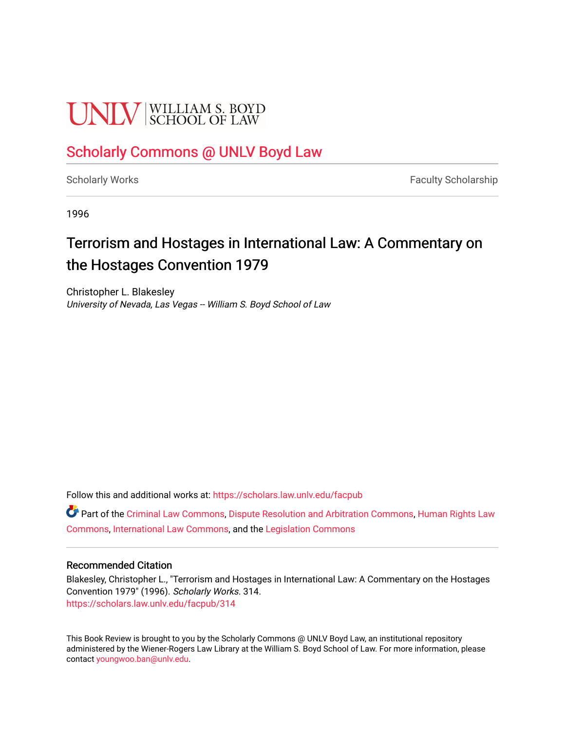UNLV | WILLIAM S. BOYD SCHOOL OF LAW

Scholarly Commons @ UNLV Boyd Law

Scholarly Works | Faculty Scholarship

1996

# Terrorism and Hostages in International Law: A Commentary on the Hostages Convention 1979

Christopher L. Blakesley
*University of Nevada, Las Vegas -- William S. Boyd School of Law*

Follow this and additional works at: https://scholars.law.unlv.edu/facpub

Part of the Criminal Law Commons, Dispute Resolution and Arbitration Commons, Human Rights Law Commons, International Law Commons, and the Legislation Commons

### Recommended Citation

Blakesley, Christopher L., "Terrorism and Hostages in International Law: A Commentary on the Hostages Convention 1979" (1996). *Scholarly Works*. 314.
https://scholars.law.unlv.edu/facpub/314

This Book Review is brought to you by the Scholarly Commons @ UNLV Boyd Law, an institutional repository administered by the Wiener-Rogers Law Library at the William S. Boyd School of Law. For more information, please contact youngwoo.ban@unlv.edu.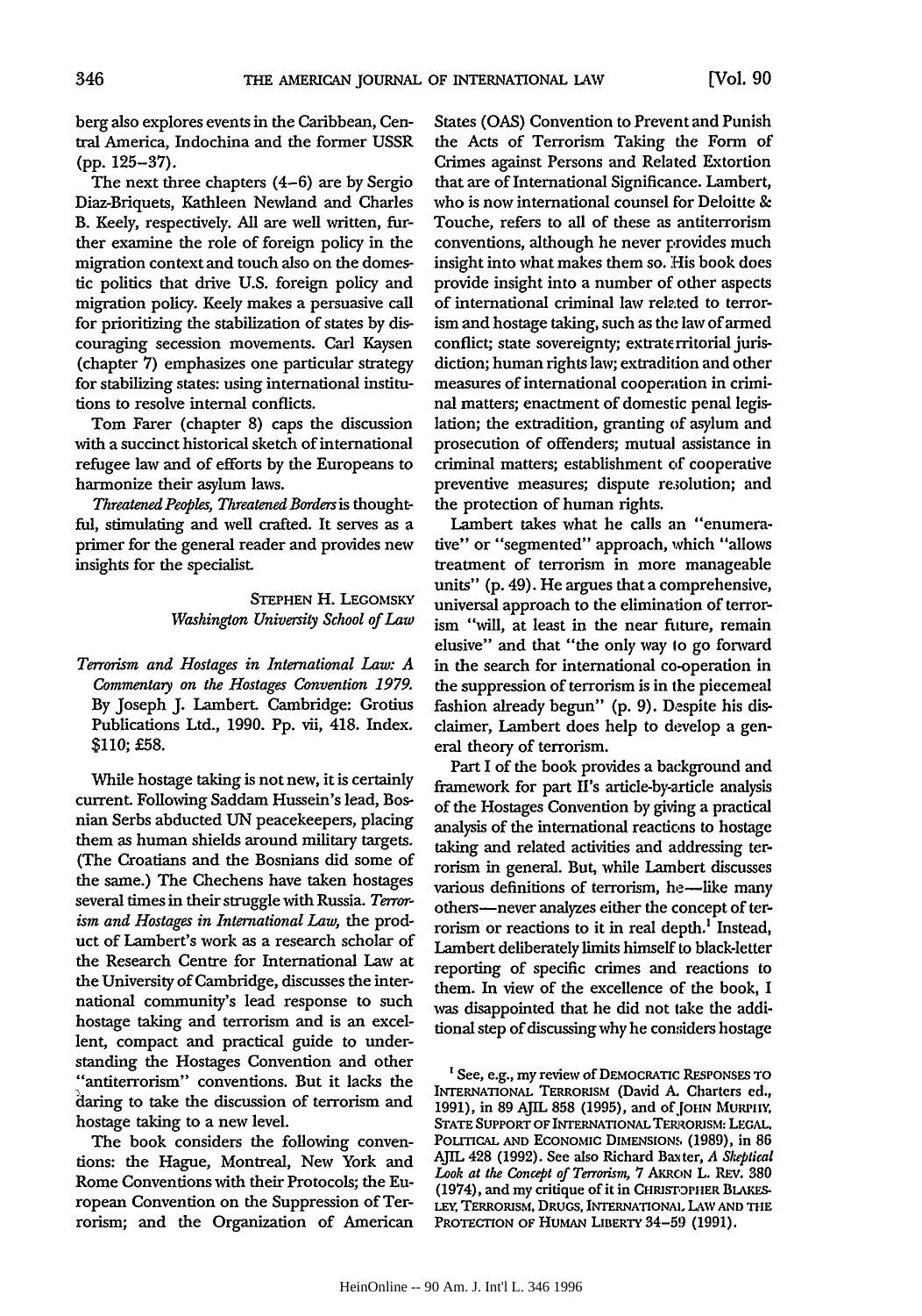berg also explores events in the Caribbean, Central America, Indochina and the former USSR (pp. 125–37).

The next three chapters (4–6) are by Sergio Diaz-Briquets, Kathleen Newland and Charles B. Keely, respectively. All are well written, further examine the role of foreign policy in the migration context and touch also on the domestic politics that drive U.S. foreign policy and migration policy. Keely makes a persuasive call for prioritizing the stabilization of states by discouraging secession movements. Carl Kaysen (chapter 7) emphasizes one particular strategy for stabilizing states: using international institutions to resolve internal conflicts.

Tom Farer (chapter 8) caps the discussion with a succinct historical sketch of international refugee law and of efforts by the Europeans to harmonize their asylum laws.

*Threatened Peoples, Threatened Borders* is thoughtful, stimulating and well crafted. It serves as a primer for the general reader and provides new insights for the specialist.

STEPHEN H. LEGOMSKY
*Washington University School of Law*

*Terrorism and Hostages in International Law: A Commentary on the Hostages Convention 1979.* By Joseph J. Lambert. Cambridge: Grotius Publications Ltd., 1990. Pp. vii, 418. Index. $110; £58.

While hostage taking is not new, it is certainly current. Following Saddam Hussein's lead, Bosnian Serbs abducted UN peacekeepers, placing them as human shields around military targets. (The Croatians and the Bosnians did some of the same.) The Chechens have taken hostages several times in their struggle with Russia. *Terrorism and Hostages in International Law*, the product of Lambert's work as a research scholar of the Research Centre for International Law at the University of Cambridge, discusses the international community's lead response to such hostage taking and terrorism and is an excellent, compact and practical guide to understanding the Hostages Convention and other "antiterrorism" conventions. But it lacks the daring to take the discussion of terrorism and hostage taking to a new level.

The book considers the following conventions: the Hague, Montreal, New York and Rome Conventions with their Protocols; the European Convention on the Suppression of Terrorism; and the Organization of American States (OAS) Convention to Prevent and Punish the Acts of Terrorism Taking the Form of Crimes against Persons and Related Extortion that are of International Significance. Lambert, who is now international counsel for Deloitte & Touche, refers to all of these as antiterrorism conventions, although he never provides much insight into what makes them so. His book does provide insight into a number of other aspects of international criminal law related to terrorism and hostage taking, such as the law of armed conflict; state sovereignty; extraterritorial jurisdiction; human rights law; extradition and other measures of international cooperation in criminal matters; enactment of domestic penal legislation; the extradition, granting of asylum and prosecution of offenders; mutual assistance in criminal matters; establishment of cooperative preventive measures; dispute resolution; and the protection of human rights.

Lambert takes what he calls an "enumerative" or "segmented" approach, which "allows treatment of terrorism in more manageable units" (p. 49). He argues that a comprehensive, universal approach to the elimination of terrorism "will, at least in the near future, remain elusive" and that "the only way to go forward in the search for international co-operation in the suppression of terrorism is in the piecemeal fashion already begun" (p. 9). Despite his disclaimer, Lambert does help to develop a general theory of terrorism.

Part I of the book provides a background and framework for part II's article-by-article analysis of the Hostages Convention by giving a practical analysis of the international reactions to hostage taking and related activities and addressing terrorism in general. But, while Lambert discusses various definitions of terrorism, he—like many others—never analyzes either the concept of terrorism or reactions to it in real depth.[1] Instead, Lambert deliberately limits himself to black-letter reporting of specific crimes and reactions to them. In view of the excellence of the book, I was disappointed that he did not take the additional step of discussing why he considers hostage

[1] See, e.g., my review of DEMOCRATIC RESPONSES TO INTERNATIONAL TERRORISM (David A. Charters ed., 1991), in 89 AJIL 858 (1995), and of JOHN MURPHY, STATE SUPPORT OF INTERNATIONAL TERRORISM: LEGAL, POLITICAL AND ECONOMIC DIMENSIONS (1989), in 86 AJIL 428 (1992). See also Richard Baxter, *A Skeptical Look at the Concept of Terrorism*, 7 AKRON L. REV. 380 (1974), and my critique of it in CHRISTOPHER BLAKESLEY, TERRORISM, DRUGS, INTERNATIONAL LAW AND THE PROTECTION OF HUMAN LIBERTY 34–59 (1991).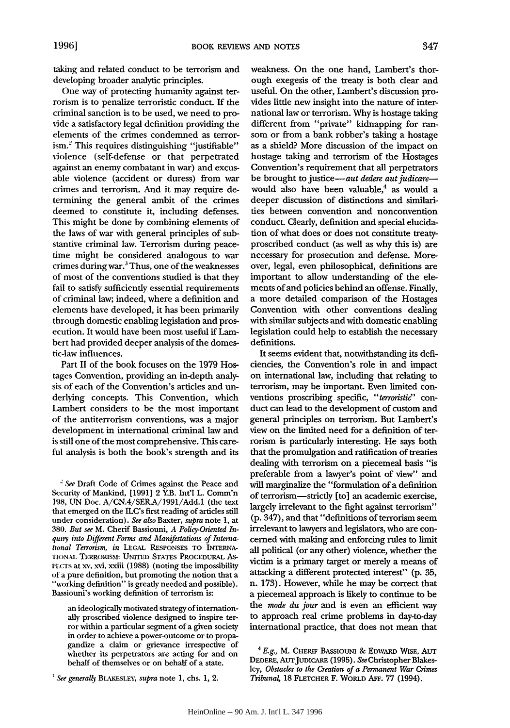taking and related conduct to be terrorism and developing broader analytic principles.

One way of protecting humanity against terrorism is to penalize terroristic conduct. If the criminal sanction is to be used, we need to provide a satisfactory legal definition providing the elements of the crimes condemned as terrorism.[2] This requires distinguishing "justifiable" violence (self-defense or that perpetrated against an enemy combatant in war) and excusable violence (accident or duress) from war crimes and terrorism. And it may require determining the general ambit of the crimes deemed to constitute it, including defenses. This might be done by combining elements of the laws of war with general principles of substantive criminal law. Terrorism during peacetime might be considered analogous to war crimes during war.[3] Thus, one of the weaknesses of most of the conventions studied is that they fail to satisfy sufficiently essential requirements of criminal law; indeed, where a definition and elements have developed, it has been primarily through domestic enabling legislation and prosecution. It would have been most useful if Lambert had provided deeper analysis of the domestic-law influences.

Part II of the book focuses on the 1979 Hostages Convention, providing an in-depth analysis of each of the Convention's articles and underlying concepts. This Convention, which Lambert considers to be the most important of the antiterrorism conventions, was a major development in international criminal law and is still one of the most comprehensive. This careful analysis is both the book's strength and its weakness. On the one hand, Lambert's thorough exegesis of the treaty is both clear and useful. On the other, Lambert's discussion provides little new insight into the nature of international law or terrorism. Why is hostage taking different from "private" kidnapping for ransom or from a bank robber's taking a hostage as a shield? More discussion of the impact on hostage taking and terrorism of the Hostages Convention's requirement that all perpetrators be brought to justice—*aut dedere aut judicare*—would also have been valuable,[4] as would a deeper discussion of distinctions and similarities between convention and nonconvention conduct. Clearly, definition and special elucidation of what does or does not constitute treaty-proscribed conduct (as well as why this is) are necessary for prosecution and defense. Moreover, legal, even philosophical, definitions are important to allow understanding of the elements of and policies behind an offense. Finally, a more detailed comparison of the Hostages Convention with other conventions dealing with similar subjects and with domestic enabling legislation could help to establish the necessary definitions.

It seems evident that, notwithstanding its deficiencies, the Convention's role in and impact on international law, including that relating to terrorism, may be important. Even limited conventions proscribing specific, "*terroristic*" conduct can lead to the development of custom and general principles on terrorism. But Lambert's view on the limited need for a definition of terrorism is particularly interesting. He says both that the promulgation and ratification of treaties dealing with terrorism on a piecemeal basis "is preferable from a lawyer's point of view" and will marginalize the "formulation of a definition of terrorism—strictly [to] an academic exercise, largely irrelevant to the fight against terrorism" (p. 347), and that "definitions of terrorism seem irrelevant to lawyers and legislators, who are concerned with making and enforcing rules to limit all political (or any other) violence, whether the victim is a primary target or merely a means of attacking a different protected interest" (p. 35, n. 173). However, while he may be correct that a piecemeal approach is likely to continue to be the *mode du jour* and is even an efficient way to approach real crime problems in day-to-day international practice, that does not mean that

---

[2] *See* Draft Code of Crimes against the Peace and Security of Mankind, [1991] 2 Y.B. Int'l L. Comm'n 198, UN Doc. A/CN.4/SER.A/1991/Add.1 (the text that emerged on the ILC's first reading of articles still under consideration). *See also* Baxter, *supra* note 1, at 380. *But see* M. Cherif Bassiouni, *A Policy-Oriented Inquiry into Different Forms and Manifestations of International Terrorism*, *in* LEGAL RESPONSES TO INTERNATIONAL TERRORISM: UNITED STATES PROCEDURAL ASPECTS at xv, xvi, xxiii (1988) (noting the impossibility of a pure definition, but promoting the notion that a "working definition" is greatly needed and possible). Bassiouni's working definition of terrorism is:

> an ideologically motivated strategy of internationally proscribed violence designed to inspire terror within a particular segment of a given society in order to achieve a power-outcome or to propagandize a claim or grievance irrespective of whether its perpetrators are acting for and on behalf of themselves or on behalf of a state.

[3] *See generally* BLAKESLEY, *supra* note 1, chs. 1, 2.

[4] *E.g.*, M. CHERIF BASSIOUNI & EDWARD WISE, AUT DEDERE, AUT JUDICARE (1995). *See* Christopher Blakesley, *Obstacles to the Creation of a Permanent War Crimes Tribunal*, 18 FLETCHER F. WORLD AFF. 77 (1994).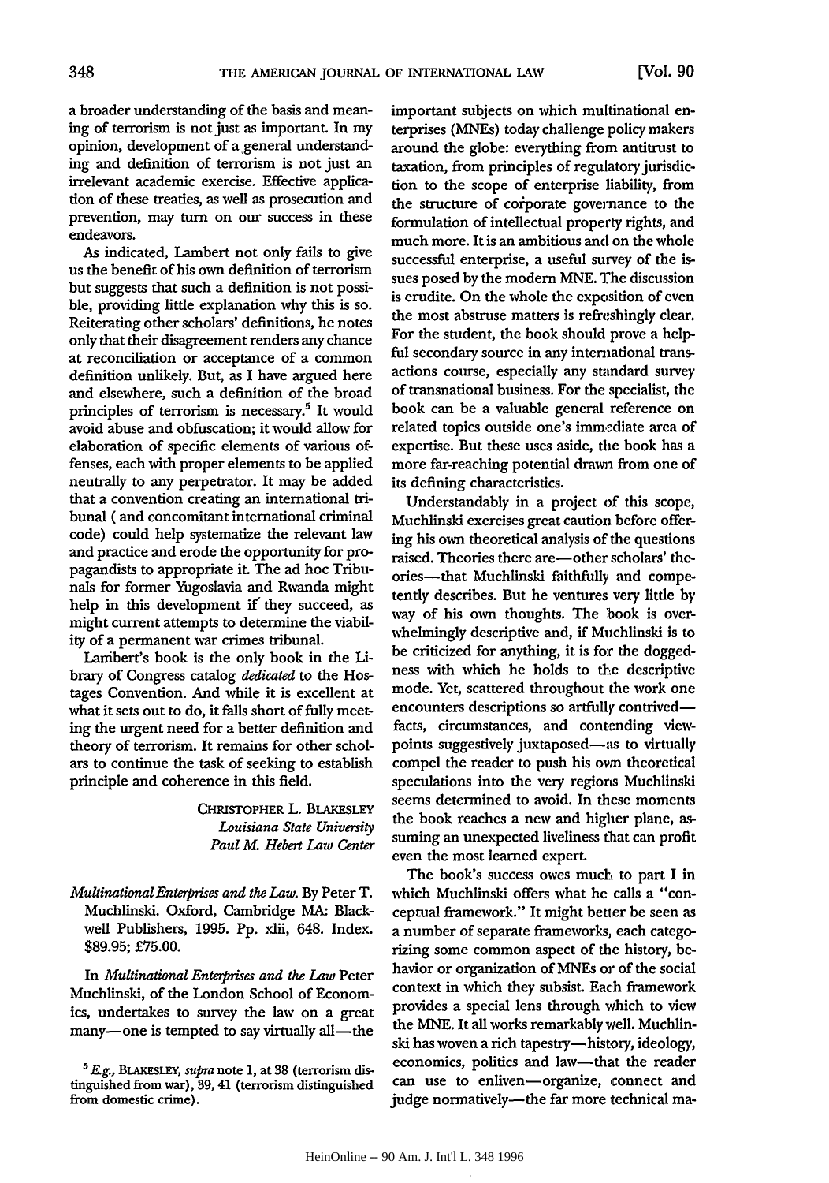a broader understanding of the basis and meaning of terrorism is not just as important. In my opinion, development of a general understanding and definition of terrorism is not just an irrelevant academic exercise. Effective application of these treaties, as well as prosecution and prevention, may turn on our success in these endeavors.

As indicated, Lambert not only fails to give us the benefit of his own definition of terrorism but suggests that such a definition is not possible, providing little explanation why this is so. Reiterating other scholars' definitions, he notes only that their disagreement renders any chance at reconciliation or acceptance of a common definition unlikely. But, as I have argued here and elsewhere, such a definition of the broad principles of terrorism is necessary.[5] It would avoid abuse and obfuscation; it would allow for elaboration of specific elements of various offenses, each with proper elements to be applied neutrally to any perpetrator. It may be added that a convention creating an international tribunal (and concomitant international criminal code) could help systematize the relevant law and practice and erode the opportunity for propagandists to appropriate it. The ad hoc Tribunals for former Yugoslavia and Rwanda might help in this development if they succeed, as might current attempts to determine the viability of a permanent war crimes tribunal.

Lambert's book is the only book in the Library of Congress catalog *dedicated* to the Hostages Convention. And while it is excellent at what it sets out to do, it falls short of fully meeting the urgent need for a better definition and theory of terrorism. It remains for other scholars to continue the task of seeking to establish principle and coherence in this field.

CHRISTOPHER L. BLAKESLEY
*Louisiana State University*
*Paul M. Hebert Law Center*

[5] *E.g.*, BLAKESLEY, *supra* note 1, at 38 (terrorism distinguished from war), 39, 41 (terrorism distinguished from domestic crime).

*Multinational Enterprises and the Law*. By Peter T. Muchlinski. Oxford, Cambridge MA: Blackwell Publishers, 1995. Pp. xlii, 648. Index. $89.95; £75.00.

In *Multinational Enterprises and the Law* Peter Muchlinski, of the London School of Economics, undertakes to survey the law on a great many—one is tempted to say virtually all—the important subjects on which multinational enterprises (MNEs) today challenge policy makers around the globe: everything from antitrust to taxation, from principles of regulatory jurisdiction to the scope of enterprise liability, from the structure of corporate governance to the formulation of intellectual property rights, and much more. It is an ambitious and on the whole successful enterprise, a useful survey of the issues posed by the modern MNE. The discussion is erudite. On the whole the exposition of even the most abstruse matters is refreshingly clear. For the student, the book should prove a helpful secondary source in any international transactions course, especially any standard survey of transnational business. For the specialist, the book can be a valuable general reference on related topics outside one's immediate area of expertise. But these uses aside, the book has a more far-reaching potential drawn from one of its defining characteristics.

Understandably in a project of this scope, Muchlinski exercises great caution before offering his own theoretical analysis of the questions raised. Theories there are—other scholars' theories—that Muchlinski faithfully and competently describes. But he ventures very little by way of his own thoughts. The book is overwhelmingly descriptive and, if Muchlinski is to be criticized for anything, it is for the doggedness with which he holds to the descriptive mode. Yet, scattered throughout the work one encounters descriptions so artfully contrived—facts, circumstances, and contending viewpoints suggestively juxtaposed—as to virtually compel the reader to push his own theoretical speculations into the very regions Muchlinski seems determined to avoid. In these moments the book reaches a new and higher plane, assuming an unexpected liveliness that can profit even the most learned expert.

The book's success owes much to part I in which Muchlinski offers what he calls a "conceptual framework." It might better be seen as a number of separate frameworks, each categorizing some common aspect of the history, behavior or organization of MNEs or of the social context in which they subsist. Each framework provides a special lens through which to view the MNE. It all works remarkably well. Muchlinski has woven a rich tapestry—history, ideology, economics, politics and law—that the reader can use to enliven—organize, connect and judge normatively—the far more technical ma-